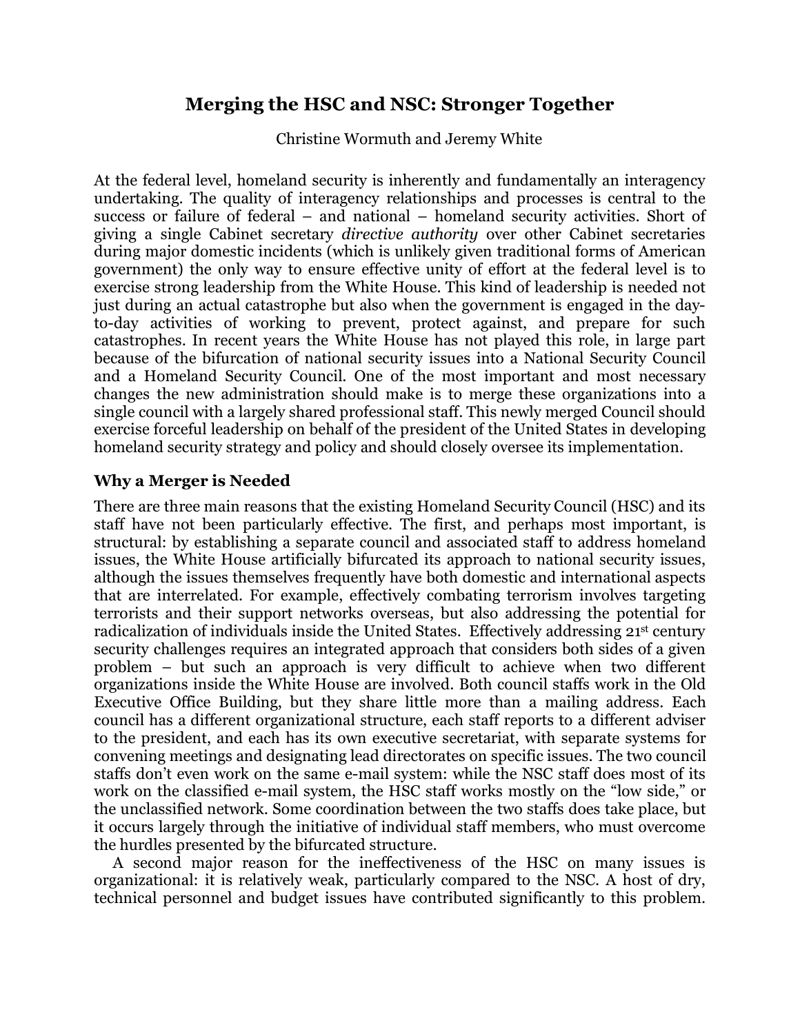# Merging the HSC and NSC: Stronger Together

Christine Wormuth and Jeremy White

At the federal level, homeland security is inherently and fundamentally an interagency undertaking. The quality of interagency relationships and processes is central to the success or failure of federal – and national – homeland security activities. Short of giving a single Cabinet secretary *directive authority* over other Cabinet secretaries during major domestic incidents (which is unlikely given traditional forms of American government) the only way to ensure effective unity of effort at the federal level is to exercise strong leadership from the White House. This kind of leadership is needed not just during an actual catastrophe but also when the government is engaged in the day-to-day activities of working to prevent, protect against, and prepare for such catastrophes. In recent years the White House has not played this role, in large part because of the bifurcation of national security issues into a National Security Council and a Homeland Security Council. One of the most important and most necessary changes the new administration should make is to merge these organizations into a single council with a largely shared professional staff. This newly merged Council should exercise forceful leadership on behalf of the president of the United States in developing homeland security strategy and policy and should closely oversee its implementation.

## Why a Merger is Needed

There are three main reasons that the existing Homeland Security Council (HSC) and its staff have not been particularly effective. The first, and perhaps most important, is structural: by establishing a separate council and associated staff to address homeland issues, the White House artificially bifurcated its approach to national security issues, although the issues themselves frequently have both domestic and international aspects that are interrelated. For example, effectively combating terrorism involves targeting terrorists and their support networks overseas, but also addressing the potential for radicalization of individuals inside the United States. Effectively addressing 21st century security challenges requires an integrated approach that considers both sides of a given problem – but such an approach is very difficult to achieve when two different organizations inside the White House are involved. Both council staffs work in the Old Executive Office Building, but they share little more than a mailing address. Each council has a different organizational structure, each staff reports to a different adviser to the president, and each has its own executive secretariat, with separate systems for convening meetings and designating lead directorates on specific issues. The two council staffs don't even work on the same e-mail system: while the NSC staff does most of its work on the classified e-mail system, the HSC staff works mostly on the "low side," or the unclassified network. Some coordination between the two staffs does take place, but it occurs largely through the initiative of individual staff members, who must overcome the hurdles presented by the bifurcated structure.

A second major reason for the ineffectiveness of the HSC on many issues is organizational: it is relatively weak, particularly compared to the NSC. A host of dry, technical personnel and budget issues have contributed significantly to this problem.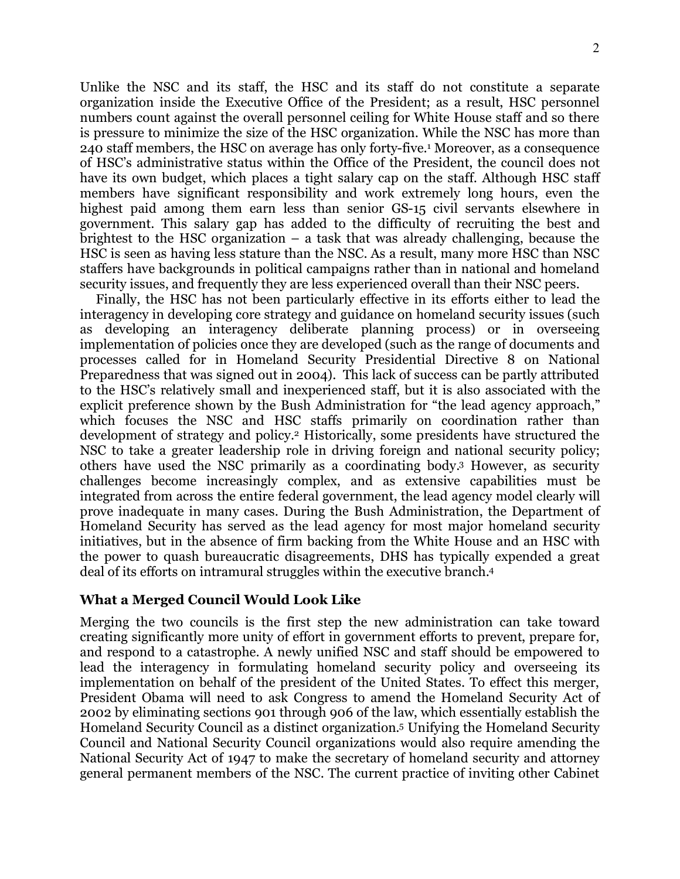Unlike the NSC and its staff, the HSC and its staff do not constitute a separate organization inside the Executive Office of the President; as a result, HSC personnel numbers count against the overall personnel ceiling for White House staff and so there is pressure to minimize the size of the HSC organization. While the NSC has more than 240 staff members, the HSC on average has only forty-five.[1] Moreover, as a consequence of HSC's administrative status within the Office of the President, the council does not have its own budget, which places a tight salary cap on the staff. Although HSC staff members have significant responsibility and work extremely long hours, even the highest paid among them earn less than senior GS-15 civil servants elsewhere in government. This salary gap has added to the difficulty of recruiting the best and brightest to the HSC organization – a task that was already challenging, because the HSC is seen as having less stature than the NSC. As a result, many more HSC than NSC staffers have backgrounds in political campaigns rather than in national and homeland security issues, and frequently they are less experienced overall than their NSC peers.

Finally, the HSC has not been particularly effective in its efforts either to lead the interagency in developing core strategy and guidance on homeland security issues (such as developing an interagency deliberate planning process) or in overseeing implementation of policies once they are developed (such as the range of documents and processes called for in Homeland Security Presidential Directive 8 on National Preparedness that was signed out in 2004). This lack of success can be partly attributed to the HSC's relatively small and inexperienced staff, but it is also associated with the explicit preference shown by the Bush Administration for "the lead agency approach," which focuses the NSC and HSC staffs primarily on coordination rather than development of strategy and policy.[2] Historically, some presidents have structured the NSC to take a greater leadership role in driving foreign and national security policy; others have used the NSC primarily as a coordinating body.[3] However, as security challenges become increasingly complex, and as extensive capabilities must be integrated from across the entire federal government, the lead agency model clearly will prove inadequate in many cases. During the Bush Administration, the Department of Homeland Security has served as the lead agency for most major homeland security initiatives, but in the absence of firm backing from the White House and an HSC with the power to quash bureaucratic disagreements, DHS has typically expended a great deal of its efforts on intramural struggles within the executive branch.[4]

### What a Merged Council Would Look Like

Merging the two councils is the first step the new administration can take toward creating significantly more unity of effort in government efforts to prevent, prepare for, and respond to a catastrophe. A newly unified NSC and staff should be empowered to lead the interagency in formulating homeland security policy and overseeing its implementation on behalf of the president of the United States. To effect this merger, President Obama will need to ask Congress to amend the Homeland Security Act of 2002 by eliminating sections 901 through 906 of the law, which essentially establish the Homeland Security Council as a distinct organization.[5] Unifying the Homeland Security Council and National Security Council organizations would also require amending the National Security Act of 1947 to make the secretary of homeland security and attorney general permanent members of the NSC. The current practice of inviting other Cabinet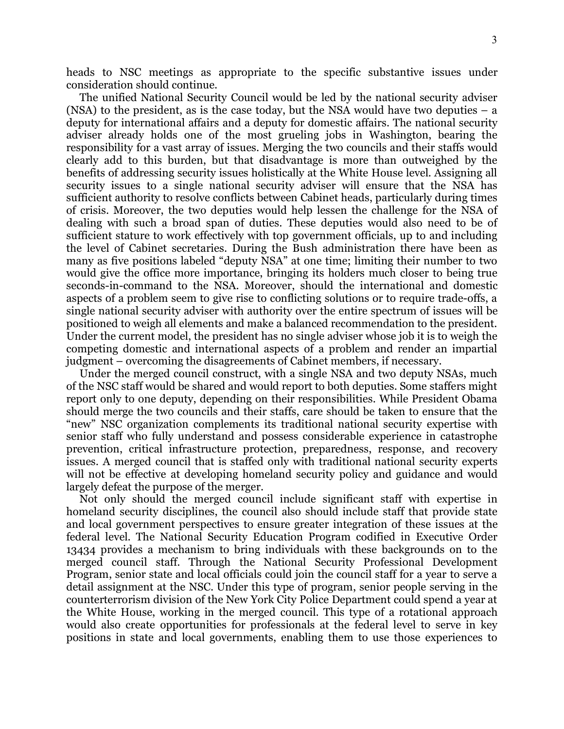heads to NSC meetings as appropriate to the specific substantive issues under consideration should continue.

The unified National Security Council would be led by the national security adviser (NSA) to the president, as is the case today, but the NSA would have two deputies – a deputy for international affairs and a deputy for domestic affairs. The national security adviser already holds one of the most grueling jobs in Washington, bearing the responsibility for a vast array of issues. Merging the two councils and their staffs would clearly add to this burden, but that disadvantage is more than outweighed by the benefits of addressing security issues holistically at the White House level. Assigning all security issues to a single national security adviser will ensure that the NSA has sufficient authority to resolve conflicts between Cabinet heads, particularly during times of crisis. Moreover, the two deputies would help lessen the challenge for the NSA of dealing with such a broad span of duties. These deputies would also need to be of sufficient stature to work effectively with top government officials, up to and including the level of Cabinet secretaries. During the Bush administration there have been as many as five positions labeled "deputy NSA" at one time; limiting their number to two would give the office more importance, bringing its holders much closer to being true seconds-in-command to the NSA. Moreover, should the international and domestic aspects of a problem seem to give rise to conflicting solutions or to require trade-offs, a single national security adviser with authority over the entire spectrum of issues will be positioned to weigh all elements and make a balanced recommendation to the president. Under the current model, the president has no single adviser whose job it is to weigh the competing domestic and international aspects of a problem and render an impartial judgment – overcoming the disagreements of Cabinet members, if necessary.

Under the merged council construct, with a single NSA and two deputy NSAs, much of the NSC staff would be shared and would report to both deputies. Some staffers might report only to one deputy, depending on their responsibilities. While President Obama should merge the two councils and their staffs, care should be taken to ensure that the "new" NSC organization complements its traditional national security expertise with senior staff who fully understand and possess considerable experience in catastrophe prevention, critical infrastructure protection, preparedness, response, and recovery issues. A merged council that is staffed only with traditional national security experts will not be effective at developing homeland security policy and guidance and would largely defeat the purpose of the merger.

Not only should the merged council include significant staff with expertise in homeland security disciplines, the council also should include staff that provide state and local government perspectives to ensure greater integration of these issues at the federal level. The National Security Education Program codified in Executive Order 13434 provides a mechanism to bring individuals with these backgrounds on to the merged council staff. Through the National Security Professional Development Program, senior state and local officials could join the council staff for a year to serve a detail assignment at the NSC. Under this type of program, senior people serving in the counterterrorism division of the New York City Police Department could spend a year at the White House, working in the merged council. This type of a rotational approach would also create opportunities for professionals at the federal level to serve in key positions in state and local governments, enabling them to use those experiences to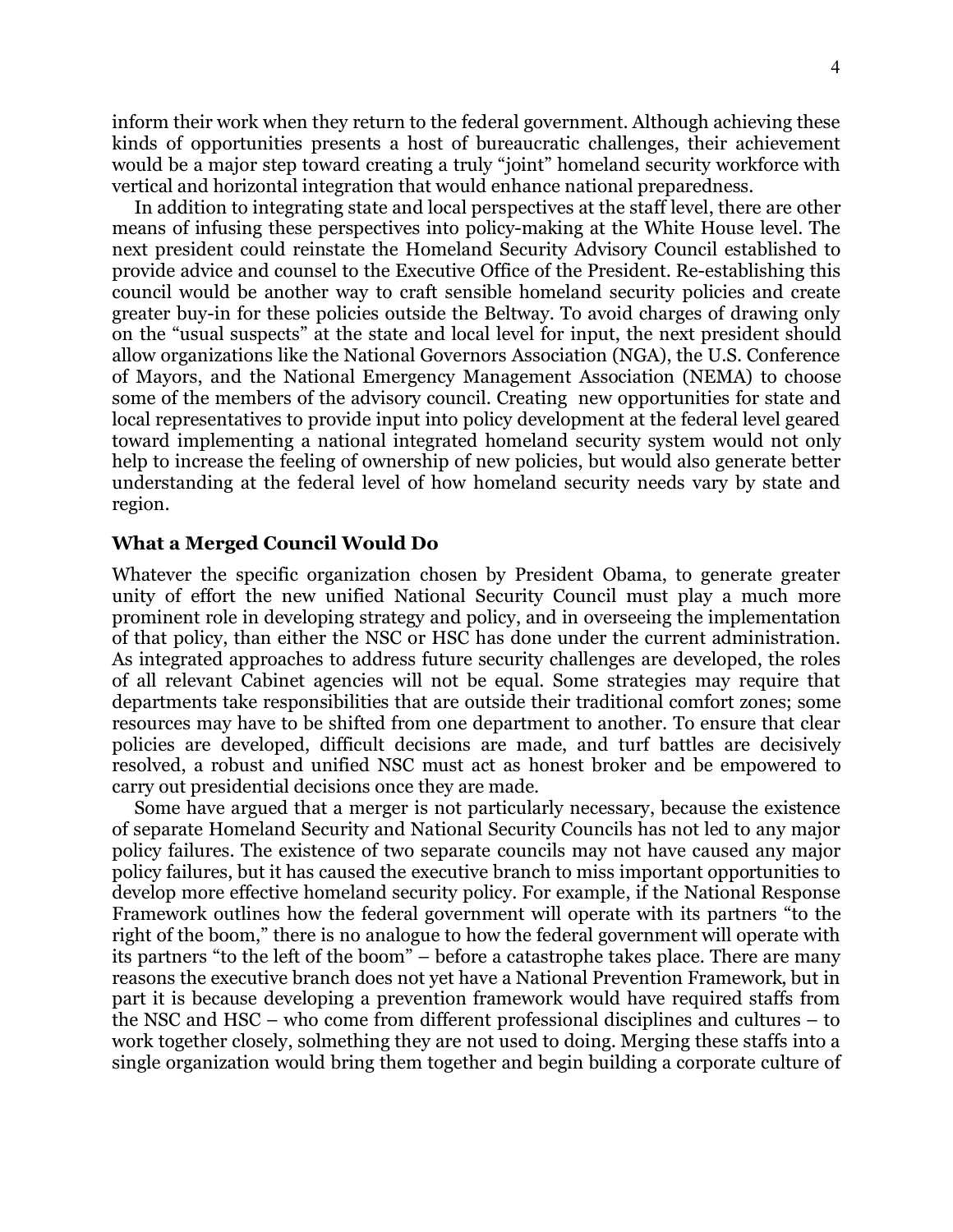inform their work when they return to the federal government. Although achieving these kinds of opportunities presents a host of bureaucratic challenges, their achievement would be a major step toward creating a truly "joint" homeland security workforce with vertical and horizontal integration that would enhance national preparedness.

In addition to integrating state and local perspectives at the staff level, there are other means of infusing these perspectives into policy-making at the White House level. The next president could reinstate the Homeland Security Advisory Council established to provide advice and counsel to the Executive Office of the President. Re-establishing this council would be another way to craft sensible homeland security policies and create greater buy-in for these policies outside the Beltway. To avoid charges of drawing only on the "usual suspects" at the state and local level for input, the next president should allow organizations like the National Governors Association (NGA), the U.S. Conference of Mayors, and the National Emergency Management Association (NEMA) to choose some of the members of the advisory council. Creating new opportunities for state and local representatives to provide input into policy development at the federal level geared toward implementing a national integrated homeland security system would not only help to increase the feeling of ownership of new policies, but would also generate better understanding at the federal level of how homeland security needs vary by state and region.

### What a Merged Council Would Do

Whatever the specific organization chosen by President Obama, to generate greater unity of effort the new unified National Security Council must play a much more prominent role in developing strategy and policy, and in overseeing the implementation of that policy, than either the NSC or HSC has done under the current administration. As integrated approaches to address future security challenges are developed, the roles of all relevant Cabinet agencies will not be equal. Some strategies may require that departments take responsibilities that are outside their traditional comfort zones; some resources may have to be shifted from one department to another. To ensure that clear policies are developed, difficult decisions are made, and turf battles are decisively resolved, a robust and unified NSC must act as honest broker and be empowered to carry out presidential decisions once they are made.

Some have argued that a merger is not particularly necessary, because the existence of separate Homeland Security and National Security Councils has not led to any major policy failures. The existence of two separate councils may not have caused any major policy failures, but it has caused the executive branch to miss important opportunities to develop more effective homeland security policy. For example, if the National Response Framework outlines how the federal government will operate with its partners "to the right of the boom," there is no analogue to how the federal government will operate with its partners "to the left of the boom" – before a catastrophe takes place. There are many reasons the executive branch does not yet have a National Prevention Framework, but in part it is because developing a prevention framework would have required staffs from the NSC and HSC – who come from different professional disciplines and cultures – to work together closely, solmething they are not used to doing. Merging these staffs into a single organization would bring them together and begin building a corporate culture of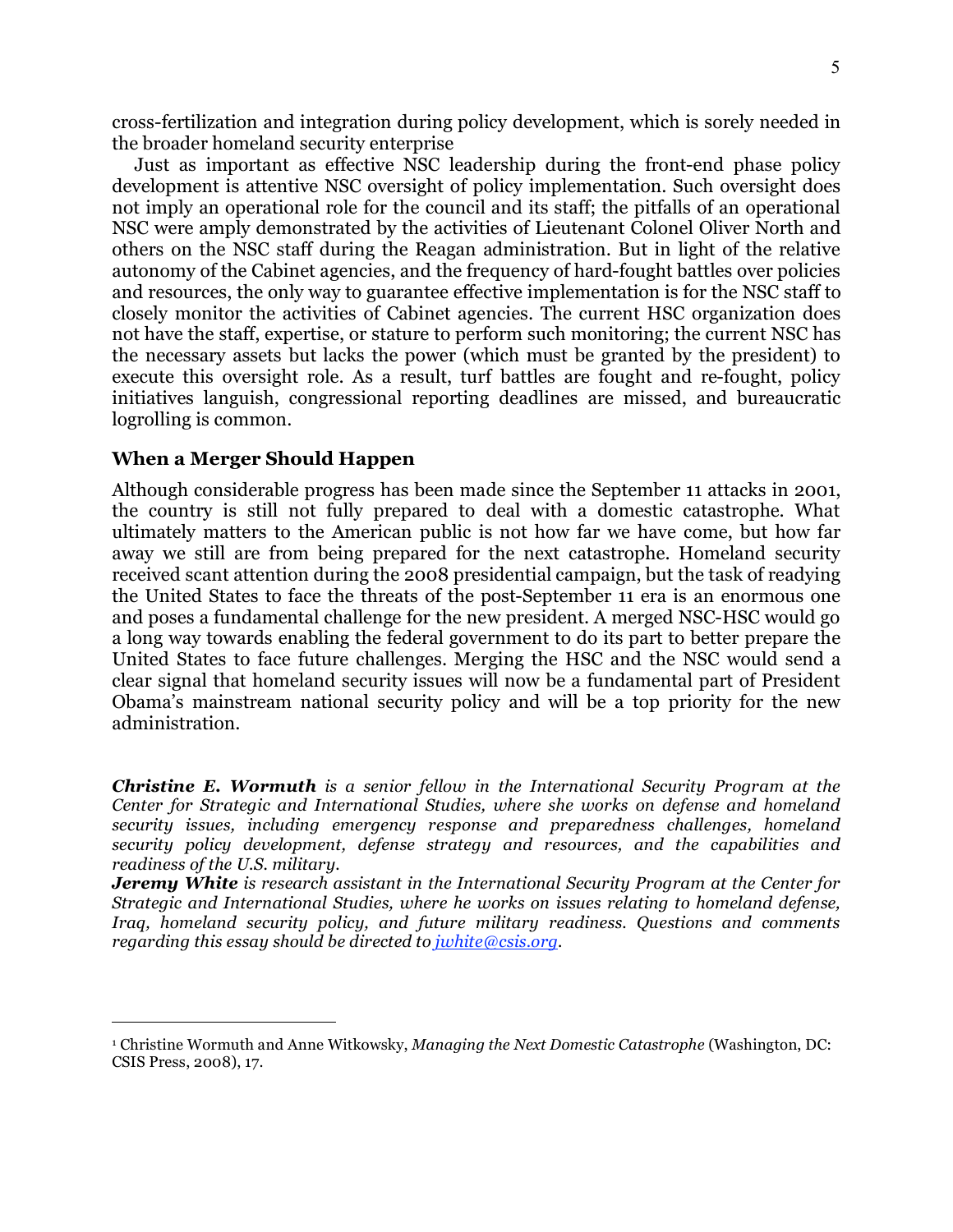cross-fertilization and integration during policy development, which is sorely needed in the broader homeland security enterprise

Just as important as effective NSC leadership during the front-end phase policy development is attentive NSC oversight of policy implementation. Such oversight does not imply an operational role for the council and its staff; the pitfalls of an operational NSC were amply demonstrated by the activities of Lieutenant Colonel Oliver North and others on the NSC staff during the Reagan administration. But in light of the relative autonomy of the Cabinet agencies, and the frequency of hard-fought battles over policies and resources, the only way to guarantee effective implementation is for the NSC staff to closely monitor the activities of Cabinet agencies. The current HSC organization does not have the staff, expertise, or stature to perform such monitoring; the current NSC has the necessary assets but lacks the power (which must be granted by the president) to execute this oversight role. As a result, turf battles are fought and re-fought, policy initiatives languish, congressional reporting deadlines are missed, and bureaucratic logrolling is common.

## When a Merger Should Happen

Although considerable progress has been made since the September 11 attacks in 2001, the country is still not fully prepared to deal with a domestic catastrophe. What ultimately matters to the American public is not how far we have come, but how far away we still are from being prepared for the next catastrophe. Homeland security received scant attention during the 2008 presidential campaign, but the task of readying the United States to face the threats of the post-September 11 era is an enormous one and poses a fundamental challenge for the new president. A merged NSC-HSC would go a long way towards enabling the federal government to do its part to better prepare the United States to face future challenges. Merging the HSC and the NSC would send a clear signal that homeland security issues will now be a fundamental part of President Obama's mainstream national security policy and will be a top priority for the new administration.

***Christine E. Wormuth*** *is a senior fellow in the International Security Program at the Center for Strategic and International Studies, where she works on defense and homeland security issues, including emergency response and preparedness challenges, homeland security policy development, defense strategy and resources, and the capabilities and readiness of the U.S. military.*

***Jeremy White*** *is research assistant in the International Security Program at the Center for Strategic and International Studies, where he works on issues relating to homeland defense, Iraq, homeland security policy, and future military readiness. Questions and comments regarding this essay should be directed to [jwhite@csis.org](mailto:jwhite@csis.org).*

---

[1] Christine Wormuth and Anne Witkowsky, *Managing the Next Domestic Catastrophe* (Washington, DC: CSIS Press, 2008), 17.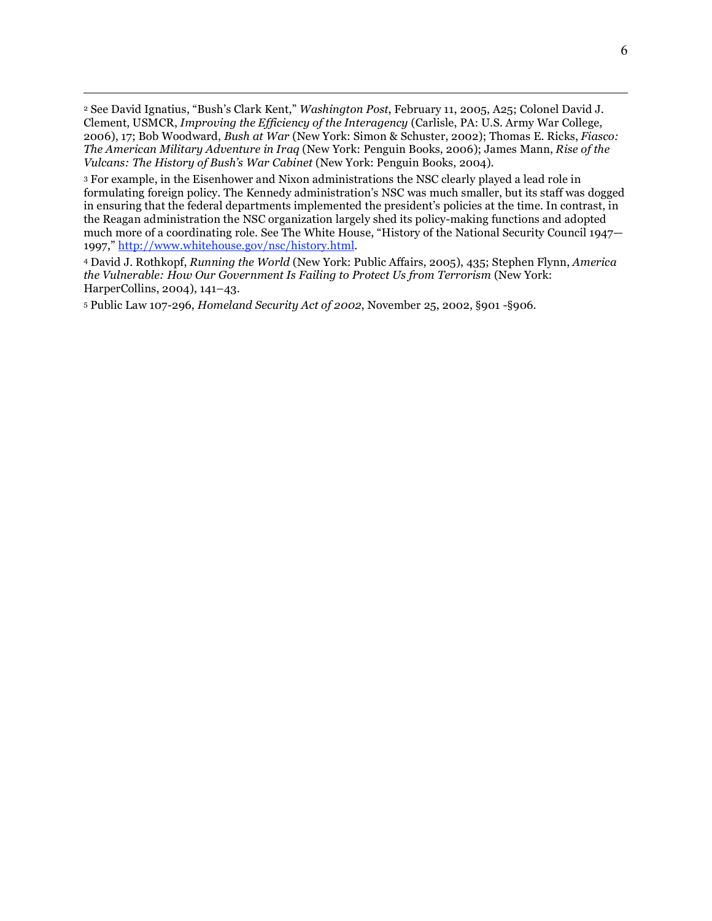[2] See David Ignatius, "Bush's Clark Kent," *Washington Post*, February 11, 2005, A25; Colonel David J. Clement, USMCR, *Improving the Efficiency of the Interagency* (Carlisle, PA: U.S. Army War College, 2006), 17; Bob Woodward, *Bush at War* (New York: Simon & Schuster, 2002); Thomas E. Ricks, *Fiasco: The American Military Adventure in Iraq* (New York: Penguin Books, 2006); James Mann, *Rise of the Vulcans: The History of Bush's War Cabinet* (New York: Penguin Books, 2004).

[3] For example, in the Eisenhower and Nixon administrations the NSC clearly played a lead role in formulating foreign policy. The Kennedy administration's NSC was much smaller, but its staff was dogged in ensuring that the federal departments implemented the president's policies at the time. In contrast, in the Reagan administration the NSC organization largely shed its policy-making functions and adopted much more of a coordinating role. See The White House, "History of the National Security Council 1947—1997," [http://www.whitehouse.gov/nsc/history.html](http://www.whitehouse.gov/nsc/history.html).

[4] David J. Rothkopf, *Running the World* (New York: Public Affairs, 2005), 435; Stephen Flynn, *America the Vulnerable: How Our Government Is Failing to Protect Us from Terrorism* (New York: HarperCollins, 2004), 141–43.

[5] Public Law 107-296, *Homeland Security Act of 2002*, November 25, 2002, §901 -§906.